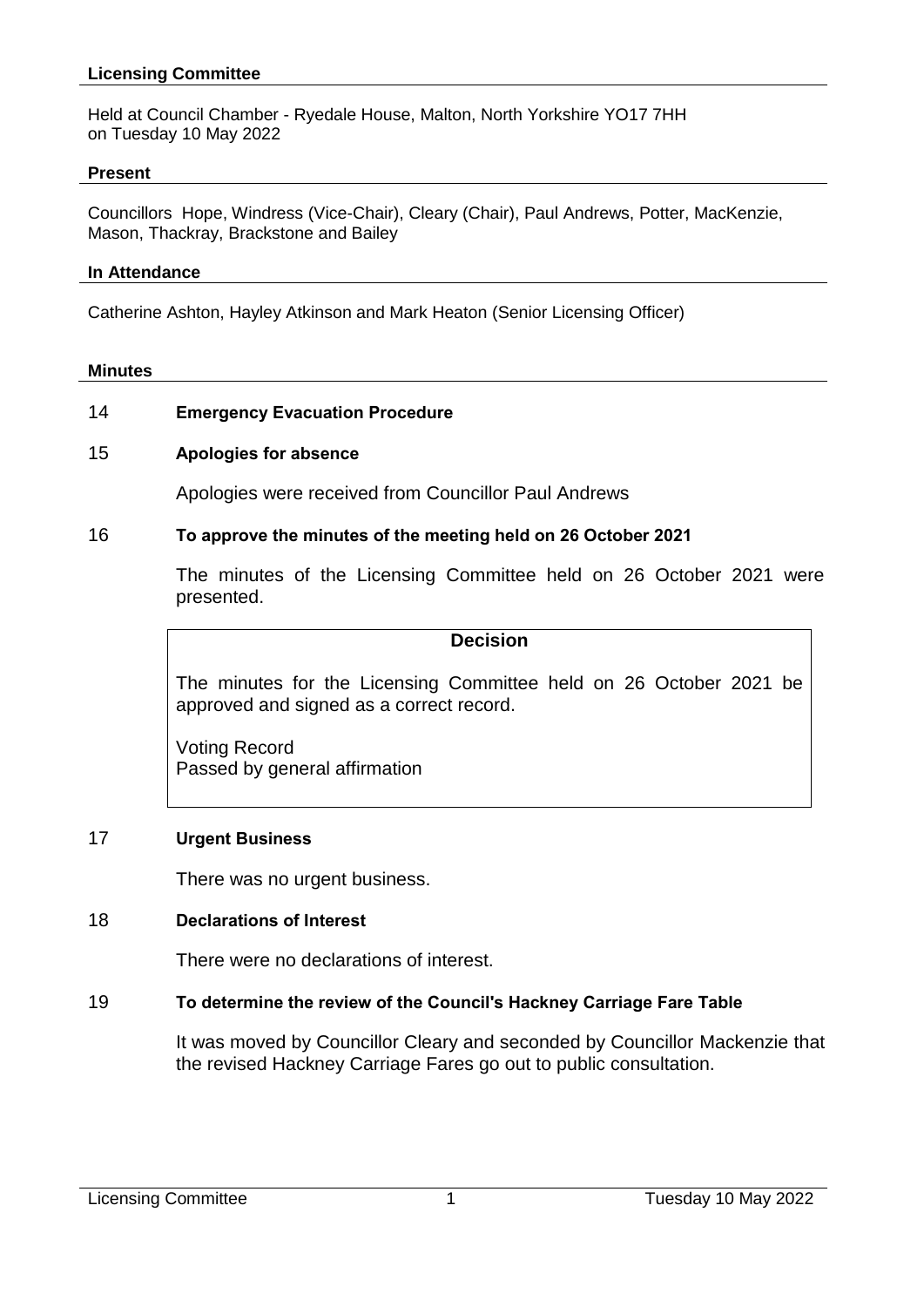## Licensing Committee

Held at Council Chamber - Ryedale House, Malton, North Yorkshire YO17 7HH
on Tuesday 10 May 2022

### Present

Councillors Hope, Windress (Vice-Chair), Cleary (Chair), Paul Andrews, Potter, MacKenzie, Mason, Thackray, Brackstone and Bailey

### In Attendance

Catherine Ashton, Hayley Atkinson and Mark Heaton (Senior Licensing Officer)

### Minutes

**14 Emergency Evacuation Procedure**

**15 Apologies for absence**

Apologies were received from Councillor Paul Andrews

**16 To approve the minutes of the meeting held on 26 October 2021**

The minutes of the Licensing Committee held on 26 October 2021 were presented.

**Decision**

The minutes for the Licensing Committee held on 26 October 2021 be approved and signed as a correct record.

Voting Record
Passed by general affirmation

**17 Urgent Business**

There was no urgent business.

**18 Declarations of Interest**

There were no declarations of interest.

**19 To determine the review of the Council's Hackney Carriage Fare Table**

It was moved by Councillor Cleary and seconded by Councillor Mackenzie that the revised Hackney Carriage Fares go out to public consultation.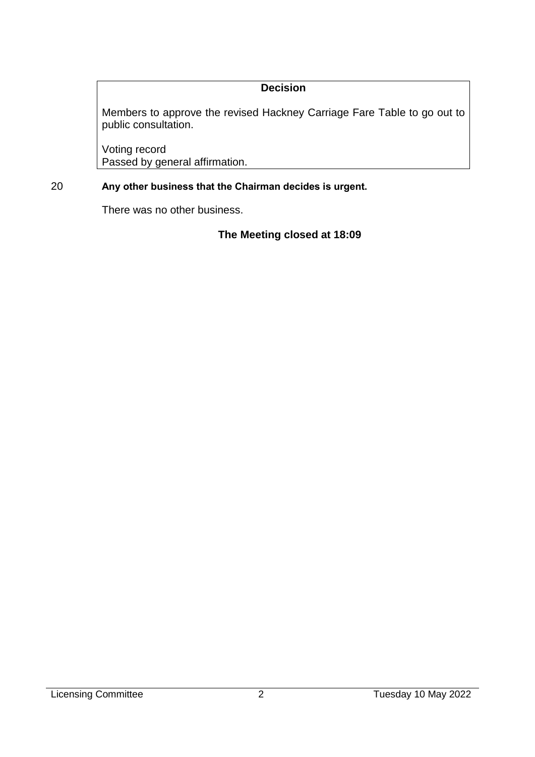**Decision**

Members to approve the revised Hackney Carriage Fare Table to go out to public consultation.

Voting record
Passed by general affirmation.

### 20 Any other business that the Chairman decides is urgent.

There was no other business.

**The Meeting closed at 18:09**